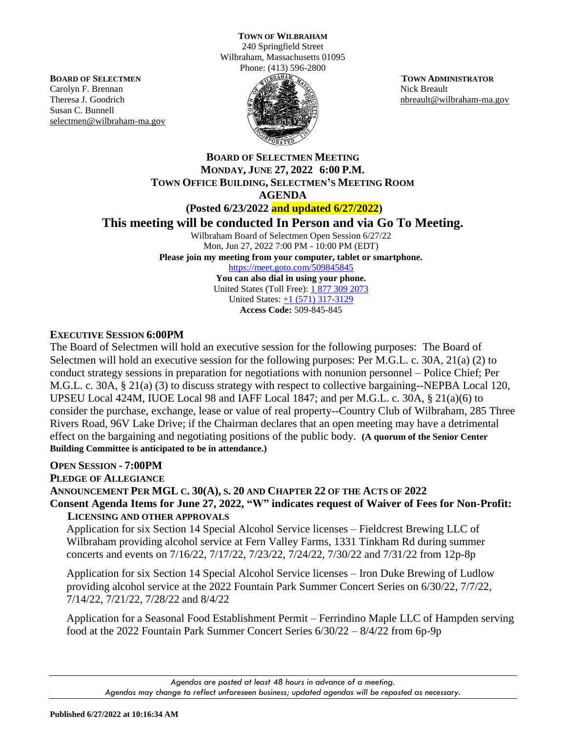**TOWN OF WILBRAHAM**
240 Springfield Street
Wilbraham, Massachusetts 01095
Phone: (413) 596-2800

**BOARD OF SELECTMEN**
Carolyn F. Brennan
Theresa J. Goodrich
Susan C. Bunnell
selectmen@wilbraham-ma.gov

**TOWN ADMINISTRATOR**
Nick Breault
nbreault@wilbraham-ma.gov

## BOARD OF SELECTMEN MEETING
## MONDAY, JUNE 27, 2022 6:00 P.M.
## TOWN OFFICE BUILDING, SELECTMEN'S MEETING ROOM
## AGENDA

**(Posted 6/23/2022 and updated 6/27/2022)**

# This meeting will be conducted In Person and via Go To Meeting.

Wilbraham Board of Selectmen Open Session 6/27/22
Mon, Jun 27, 2022 7:00 PM - 10:00 PM (EDT)
**Please join my meeting from your computer, tablet or smartphone.**
https://meet.goto.com/509845845
**You can also dial in using your phone.**
United States (Toll Free): 1 877 309 2073
United States: +1 (571) 317-3129
**Access Code:** 509-845-845

### EXECUTIVE SESSION 6:00PM

The Board of Selectmen will hold an executive session for the following purposes: The Board of Selectmen will hold an executive session for the following purposes: Per M.G.L. c. 30A, 21(a) (2) to conduct strategy sessions in preparation for negotiations with nonunion personnel – Police Chief; Per M.G.L. c. 30A, § 21(a) (3) to discuss strategy with respect to collective bargaining--NEPBA Local 120, UPSEU Local 424M, IUOE Local 98 and IAFF Local 1847; and per M.G.L. c. 30A, § 21(a)(6) to consider the purchase, exchange, lease or value of real property--Country Club of Wilbraham, 285 Three Rivers Road, 96V Lake Drive; if the Chairman declares that an open meeting may have a detrimental effect on the bargaining and negotiating positions of the public body. **(A quorum of the Senior Center Building Committee is anticipated to be in attendance.)**

### OPEN SESSION - 7:00PM

**PLEDGE OF ALLEGIANCE**

**ANNOUNCEMENT PER MGL C. 30(A), S. 20 AND CHAPTER 22 OF THE ACTS OF 2022**

**Consent Agenda Items for June 27, 2022, "W" indicates request of Waiver of Fees for Non-Profit:**

**LICENSING AND OTHER APPROVALS**

Application for six Section 14 Special Alcohol Service licenses – Fieldcrest Brewing LLC of Wilbraham providing alcohol service at Fern Valley Farms, 1331 Tinkham Rd during summer concerts and events on 7/16/22, 7/17/22, 7/23/22, 7/24/22, 7/30/22 and 7/31/22 from 12p-8p

Application for six Section 14 Special Alcohol Service licenses – Iron Duke Brewing of Ludlow providing alcohol service at the 2022 Fountain Park Summer Concert Series on 6/30/22, 7/7/22, 7/14/22, 7/21/22, 7/28/22 and 8/4/22

Application for a Seasonal Food Establishment Permit – Ferrindino Maple LLC of Hampden serving food at the 2022 Fountain Park Summer Concert Series 6/30/22 – 8/4/22 from 6p-9p

*Agendas are posted at least 48 hours in advance of a meeting.*
*Agendas may change to reflect unforeseen business; updated agendas will be reposted as necessary.*

**Published 6/27/2022 at 10:16:34 AM**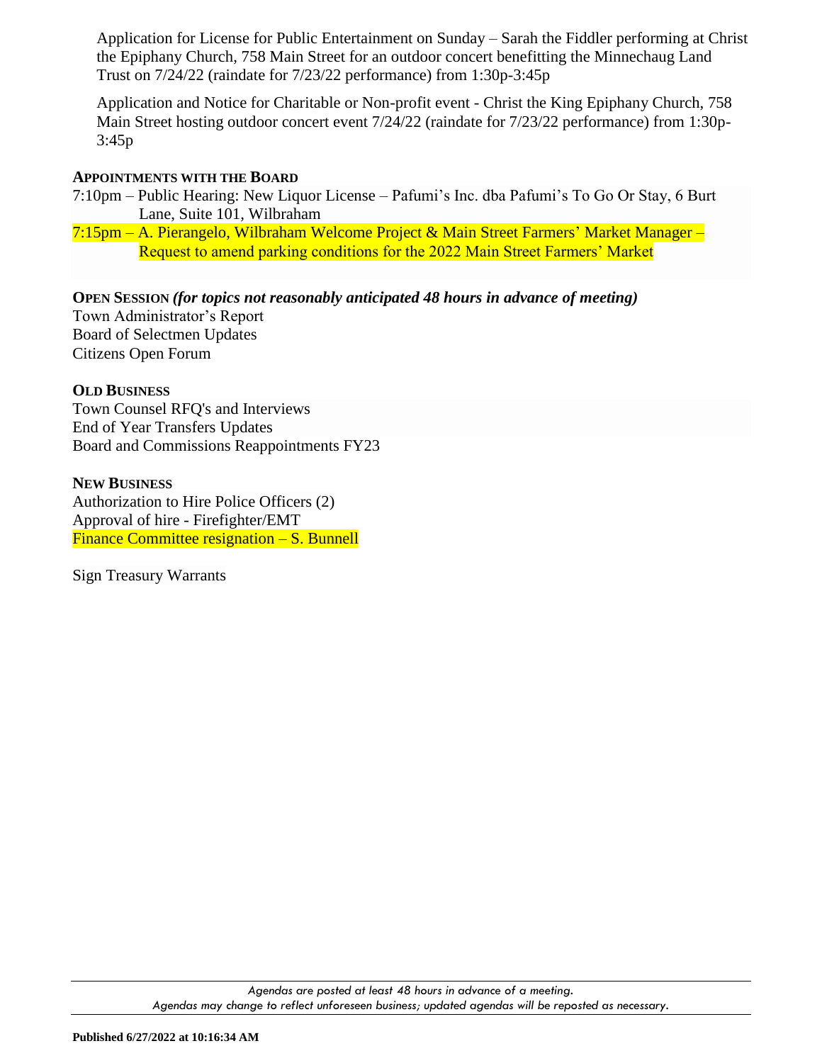Application for License for Public Entertainment on Sunday – Sarah the Fiddler performing at Christ the Epiphany Church, 758 Main Street for an outdoor concert benefitting the Minnechaug Land Trust on 7/24/22 (raindate for 7/23/22 performance) from 1:30p-3:45p

Application and Notice for Charitable or Non-profit event - Christ the King Epiphany Church, 758 Main Street hosting outdoor concert event 7/24/22 (raindate for 7/23/22 performance) from 1:30p-3:45p

**APPOINTMENTS WITH THE BOARD**

7:10pm – Public Hearing: New Liquor License – Pafumi's Inc. dba Pafumi's To Go Or Stay, 6 Burt Lane, Suite 101, Wilbraham

7:15pm – A. Pierangelo, Wilbraham Welcome Project & Main Street Farmers' Market Manager – Request to amend parking conditions for the 2022 Main Street Farmers' Market

**OPEN SESSION** ***(for topics not reasonably anticipated 48 hours in advance of meeting)***

Town Administrator's Report
Board of Selectmen Updates
Citizens Open Forum

**OLD BUSINESS**

Town Counsel RFQ's and Interviews
End of Year Transfers Updates
Board and Commissions Reappointments FY23

**NEW BUSINESS**

Authorization to Hire Police Officers (2)
Approval of hire - Firefighter/EMT
Finance Committee resignation – S. Bunnell

Sign Treasury Warrants

*Agendas are posted at least 48 hours in advance of a meeting.*
*Agendas may change to reflect unforeseen business; updated agendas will be reposted as necessary.*

**Published 6/27/2022 at 10:16:34 AM**